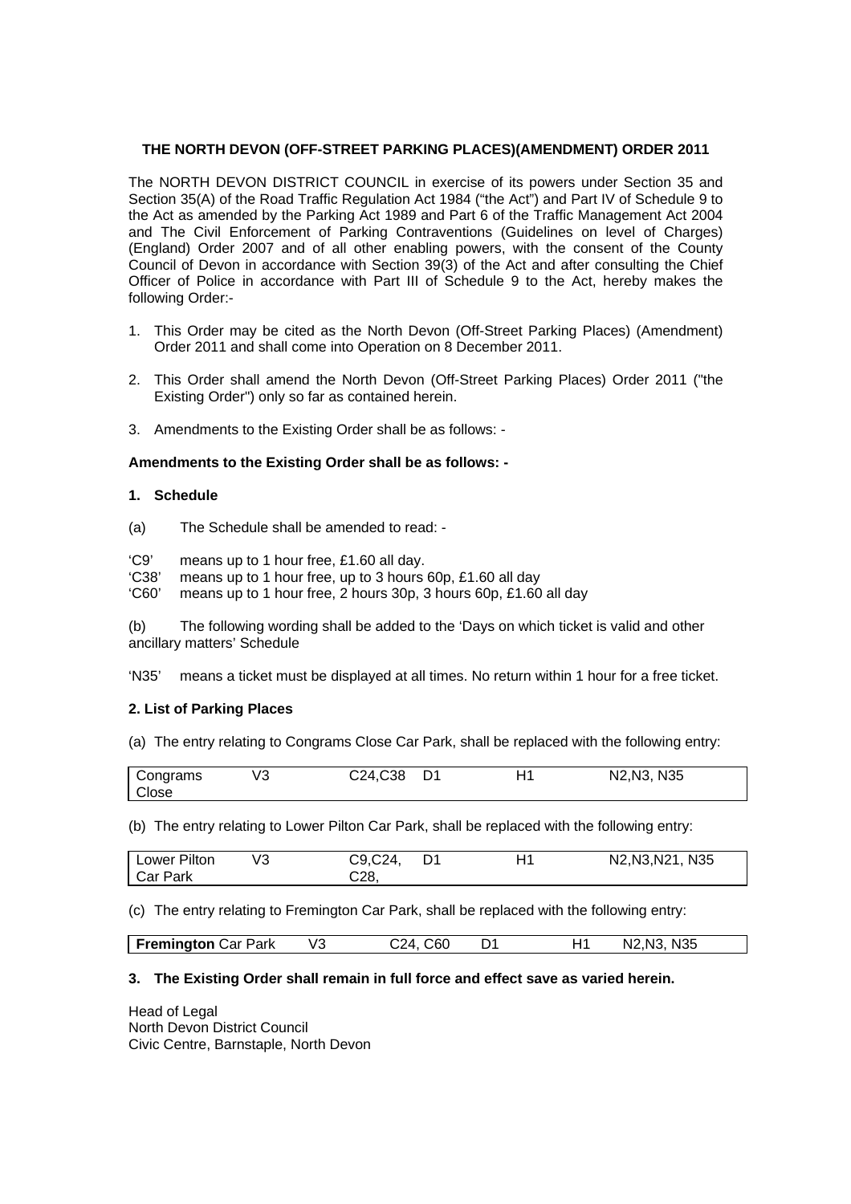**THE NORTH DEVON (OFF-STREET PARKING PLACES)(AMENDMENT) ORDER 2011**

The NORTH DEVON DISTRICT COUNCIL in exercise of its powers under Section 35 and Section 35(A) of the Road Traffic Regulation Act 1984 ("the Act") and Part IV of Schedule 9 to the Act as amended by the Parking Act 1989 and Part 6 of the Traffic Management Act 2004 and The Civil Enforcement of Parking Contraventions (Guidelines on level of Charges) (England) Order 2007 and of all other enabling powers, with the consent of the County Council of Devon in accordance with Section 39(3) of the Act and after consulting the Chief Officer of Police in accordance with Part III of Schedule 9 to the Act, hereby makes the following Order:-

1. This Order may be cited as the North Devon (Off-Street Parking Places) (Amendment) Order 2011 and shall come into Operation on 8 December 2011.

2. This Order shall amend the North Devon (Off-Street Parking Places) Order 2011 ("the Existing Order") only so far as contained herein.

3. Amendments to the Existing Order shall be as follows: -

**Amendments to the Existing Order shall be as follows: -**

**1. Schedule**

(a) The Schedule shall be amended to read: -

'C9' means up to 1 hour free, £1.60 all day.
'C38' means up to 1 hour free, up to 3 hours 60p, £1.60 all day
'C60' means up to 1 hour free, 2 hours 30p, 3 hours 60p, £1.60 all day

(b) The following wording shall be added to the 'Days on which ticket is valid and other ancillary matters' Schedule

'N35' means a ticket must be displayed at all times. No return within 1 hour for a free ticket.

**2. List of Parking Places**

(a) The entry relating to Congrams Close Car Park, shall be replaced with the following entry:

| | | | | | |
|---|---|---|---|---|---|
| Congrams Close | V3 | C24,C38 | D1 | H1 | N2,N3, N35 |

(b) The entry relating to Lower Pilton Car Park, shall be replaced with the following entry:

| | | | | | |
|---|---|---|---|---|---|
| Lower Pilton Car Park | V3 | C9,C24, C28, | D1 | H1 | N2,N3,N21, N35 |

(c) The entry relating to Fremington Car Park, shall be replaced with the following entry:

| | | | | | |
|---|---|---|---|---|---|
| **Fremington** Car Park | V3 | C24, C60 | D1 | H1 | N2,N3, N35 |

**3. The Existing Order shall remain in full force and effect save as varied herein.**

Head of Legal
North Devon District Council
Civic Centre, Barnstaple, North Devon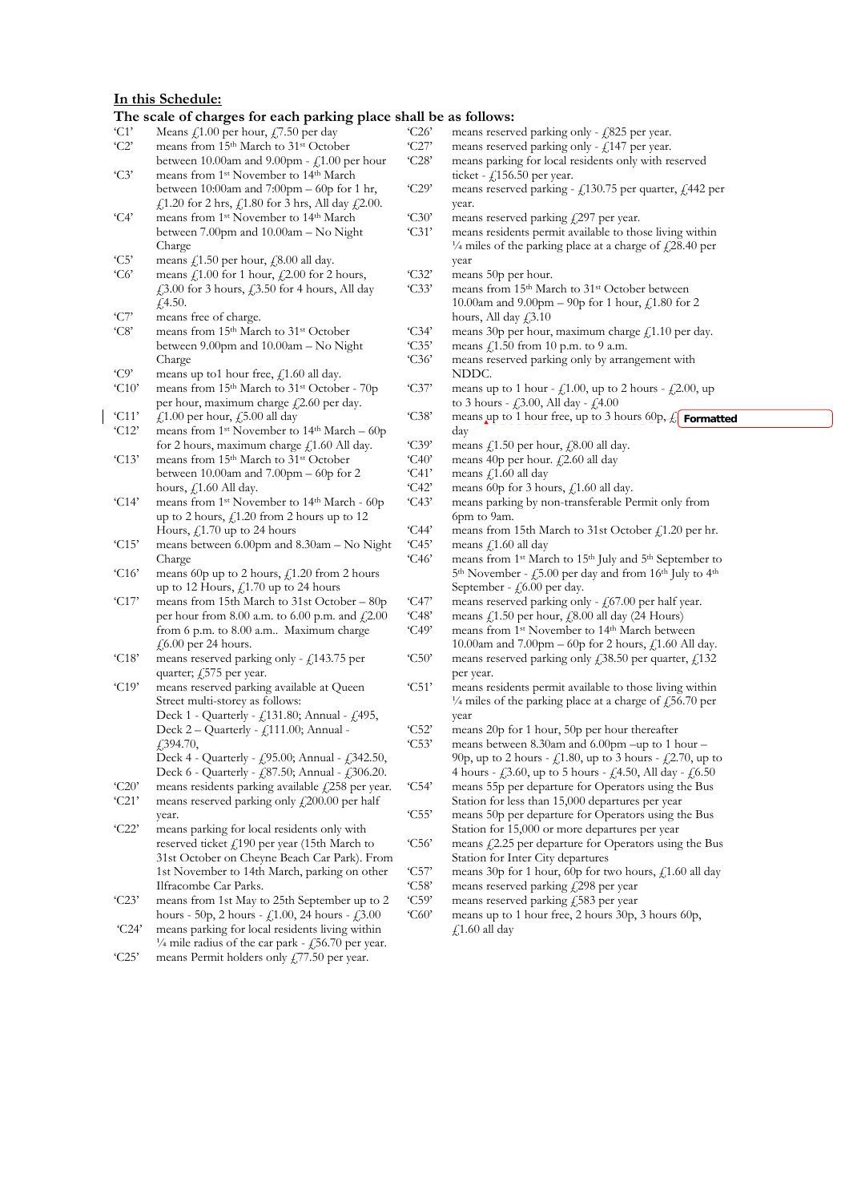**In this Schedule:**

**The scale of charges for each parking place shall be as follows:**

| | |
|---|---|
| 'C1' | Means £1.00 per hour, £7.50 per day |
| 'C2' | means from 15th March to 31st October between 10.00am and 9.00pm - £1.00 per hour |
| 'C3' | means from 1st November to 14th March between 10:00am and 7:00pm – 60p for 1 hr, £1.20 for 2 hrs, £1.80 for 3 hrs, All day £2.00. |
| 'C4' | means from 1st November to 14th March between 7.00pm and 10.00am – No Night Charge |
| 'C5' | means £1.50 per hour, £8.00 all day. |
| 'C6' | means £1.00 for 1 hour, £2.00 for 2 hours, £3.00 for 3 hours, £3.50 for 4 hours, All day £4.50. |
| 'C7' | means free of charge. |
| 'C8' | means from 15th March to 31st October between 9.00pm and 10.00am – No Night Charge |
| 'C9' | means up to1 hour free, £1.60 all day. |
| 'C10' | means from 15th March to 31st October - 70p per hour, maximum charge £2.60 per day. |
| 'C11' | £1.00 per hour, £5.00 all day |
| 'C12' | means from 1st November to 14th March – 60p for 2 hours, maximum charge £1.60 All day. |
| 'C13' | means from 15th March to 31st October between 10.00am and 7.00pm – 60p for 2 hours, £1.60 All day. |
| 'C14' | means from 1st November to 14th March - 60p up to 2 hours, £1.20 from 2 hours up to 12 Hours, £1.70 up to 24 hours |
| 'C15' | means between 6.00pm and 8.30am – No Night Charge |
| 'C16' | means 60p up to 2 hours, £1.20 from 2 hours up to 12 Hours, £1.70 up to 24 hours |
| 'C17' | means from 15th March to 31st October – 80p per hour from 8.00 a.m. to 6.00 p.m. and £2.00 from 6 p.m. to 8.00 a.m.. Maximum charge £6.00 per 24 hours. |
| 'C18' | means reserved parking only - £143.75 per quarter; £575 per year. |
| 'C19' | means reserved parking available at Queen Street multi-storey as follows: Deck 1 - Quarterly - £131.80; Annual - £495, Deck 2 – Quarterly - £111.00; Annual - £394.70, Deck 4 - Quarterly - £95.00; Annual - £342.50, Deck 6 - Quarterly - £87.50; Annual - £306.20. |
| 'C20' | means residents parking available £258 per year. |
| 'C21' | means reserved parking only £200.00 per half year. |
| 'C22' | means parking for local residents only with reserved ticket £190 per year (15th March to 31st October on Cheyne Beach Car Park). From 1st November to 14th March, parking on other Ilfracombe Car Parks. |
| 'C23' | means from 1st May to 25th September up to 2 hours - 50p, 2 hours - £1.00, 24 hours - £3.00 |
| 'C24' | means parking for local residents living within ¼ mile radius of the car park - £56.70 per year. |
| 'C25' | means Permit holders only £77.50 per year. |
| 'C26' | means reserved parking only - £825 per year. |
| 'C27' | means reserved parking only - £147 per year. |
| 'C28' | means parking for local residents only with reserved ticket - £156.50 per year. |
| 'C29' | means reserved parking - £130.75 per quarter, £442 per year. |
| 'C30' | means reserved parking £297 per year. |
| 'C31' | means residents permit available to those living within ¼ miles of the parking place at a charge of £28.40 per year |
| 'C32' | means 50p per hour. |
| 'C33' | means from 15th March to 31st October between 10.00am and 9.00pm – 90p for 1 hour, £1.80 for 2 hours, All day £3.10 |
| 'C34' | means 30p per hour, maximum charge £1.10 per day. |
| 'C35' | means £1.50 from 10 p.m. to 9 a.m. |
| 'C36' | means reserved parking only by arrangement with NDDC. |
| 'C37' | means up to 1 hour - £1.00, up to 2 hours - £2.00, up to 3 hours - £3.00, All day - £4.00 |
| 'C38' | means up to 1 hour free, up to 3 hours 60p, £ day |
| 'C39' | means £1.50 per hour, £8.00 all day. |
| 'C40' | means 40p per hour. £2.60 all day |
| 'C41' | means £1.60 all day |
| 'C42' | means 60p for 3 hours, £1.60 all day. |
| 'C43' | means parking by non-transferable Permit only from 6pm to 9am. |
| 'C44' | means from 15th March to 31st October £1.20 per hr. |
| 'C45' | means £1.60 all day |
| 'C46' | means from 1st March to 15th July and 5th September to 5th November - £5.00 per day and from 16th July to 4th September - £6.00 per day. |
| 'C47' | means reserved parking only - £67.00 per half year. |
| 'C48' | means £1.50 per hour, £8.00 all day (24 Hours) |
| 'C49' | means from 1st November to 14th March between 10.00am and 7.00pm – 60p for 2 hours, £1.60 All day. |
| 'C50' | means reserved parking only £38.50 per quarter, £132 per year. |
| 'C51' | means residents permit available to those living within ¼ miles of the parking place at a charge of £56.70 per year |
| 'C52' | means 20p for 1 hour, 50p per hour thereafter |
| 'C53' | means between 8.30am and 6.00pm –up to 1 hour – 90p, up to 2 hours - £1.80, up to 3 hours - £2.70, up to 4 hours - £3.60, up to 5 hours - £4.50, All day - £6.50 |
| 'C54' | means 55p per departure for Operators using the Bus Station for less than 15,000 departures per year |
| 'C55' | means 50p per departure for Operators using the Bus Station for 15,000 or more departures per year |
| 'C56' | means £2.25 per departure for Operators using the Bus Station for Inter City departures |
| 'C57' | means 30p for 1 hour, 60p for two hours, £1.60 all day |
| 'C58' | means reserved parking £298 per year |
| 'C59' | means reserved parking £583 per year |
| 'C60' | means up to 1 hour free, 2 hours 30p, 3 hours 60p, £1.60 all day |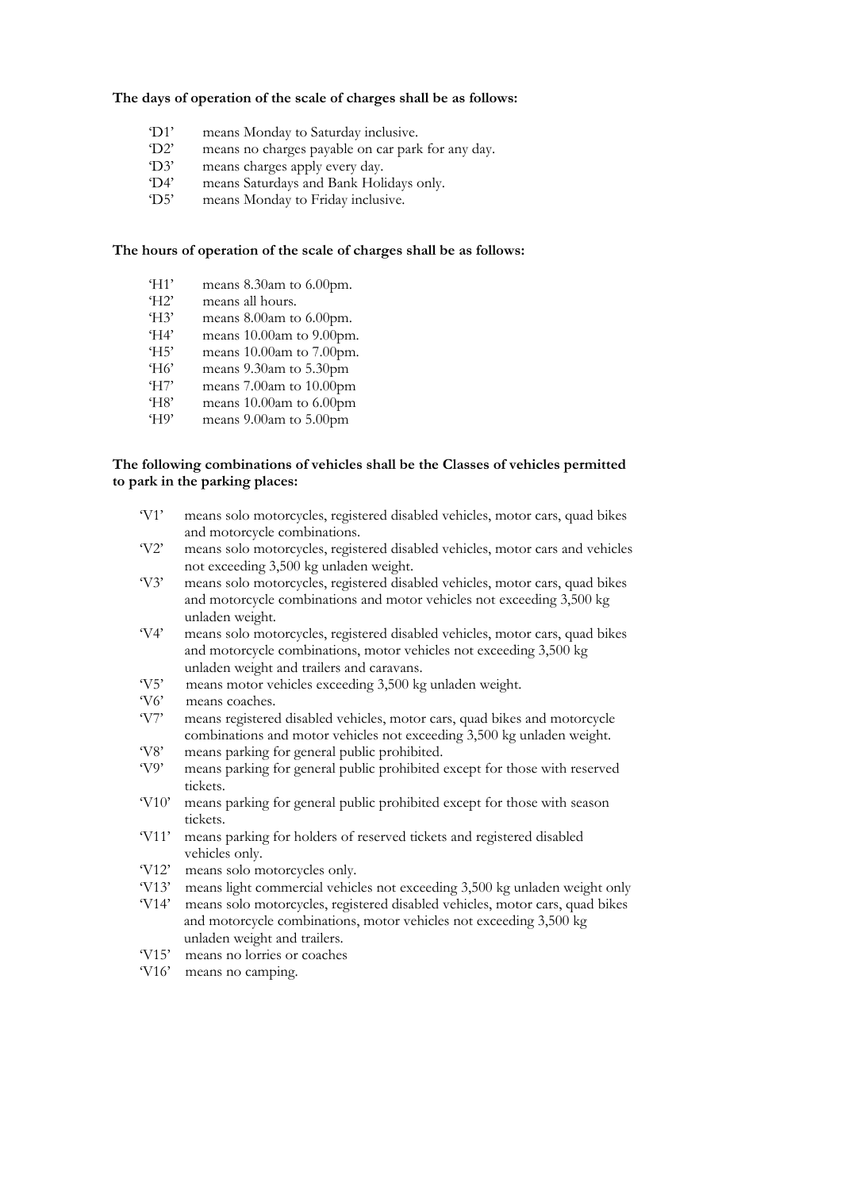**The days of operation of the scale of charges shall be as follows:**

- 'D1' means Monday to Saturday inclusive.
- 'D2' means no charges payable on car park for any day.
- 'D3' means charges apply every day.
- 'D4' means Saturdays and Bank Holidays only.
- 'D5' means Monday to Friday inclusive.

**The hours of operation of the scale of charges shall be as follows:**

- 'H1' means 8.30am to 6.00pm.
- 'H2' means all hours.
- 'H3' means 8.00am to 6.00pm.
- 'H4' means 10.00am to 9.00pm.
- 'H5' means 10.00am to 7.00pm.
- 'H6' means 9.30am to 5.30pm
- 'H7' means 7.00am to 10.00pm
- 'H8' means 10.00am to 6.00pm
- 'H9' means 9.00am to 5.00pm

**The following combinations of vehicles shall be the Classes of vehicles permitted to park in the parking places:**

- 'V1' means solo motorcycles, registered disabled vehicles, motor cars, quad bikes and motorcycle combinations.
- 'V2' means solo motorcycles, registered disabled vehicles, motor cars and vehicles not exceeding 3,500 kg unladen weight.
- 'V3' means solo motorcycles, registered disabled vehicles, motor cars, quad bikes and motorcycle combinations and motor vehicles not exceeding 3,500 kg unladen weight.
- 'V4' means solo motorcycles, registered disabled vehicles, motor cars, quad bikes and motorcycle combinations, motor vehicles not exceeding 3,500 kg unladen weight and trailers and caravans.
- 'V5' means motor vehicles exceeding 3,500 kg unladen weight.
- 'V6' means coaches.
- 'V7' means registered disabled vehicles, motor cars, quad bikes and motorcycle combinations and motor vehicles not exceeding 3,500 kg unladen weight.
- 'V8' means parking for general public prohibited.
- 'V9' means parking for general public prohibited except for those with reserved tickets.
- 'V10' means parking for general public prohibited except for those with season tickets.
- 'V11' means parking for holders of reserved tickets and registered disabled vehicles only.
- 'V12' means solo motorcycles only.
- 'V13' means light commercial vehicles not exceeding 3,500 kg unladen weight only
- 'V14' means solo motorcycles, registered disabled vehicles, motor cars, quad bikes and motorcycle combinations, motor vehicles not exceeding 3,500 kg unladen weight and trailers.
- 'V15' means no lorries or coaches
- 'V16' means no camping.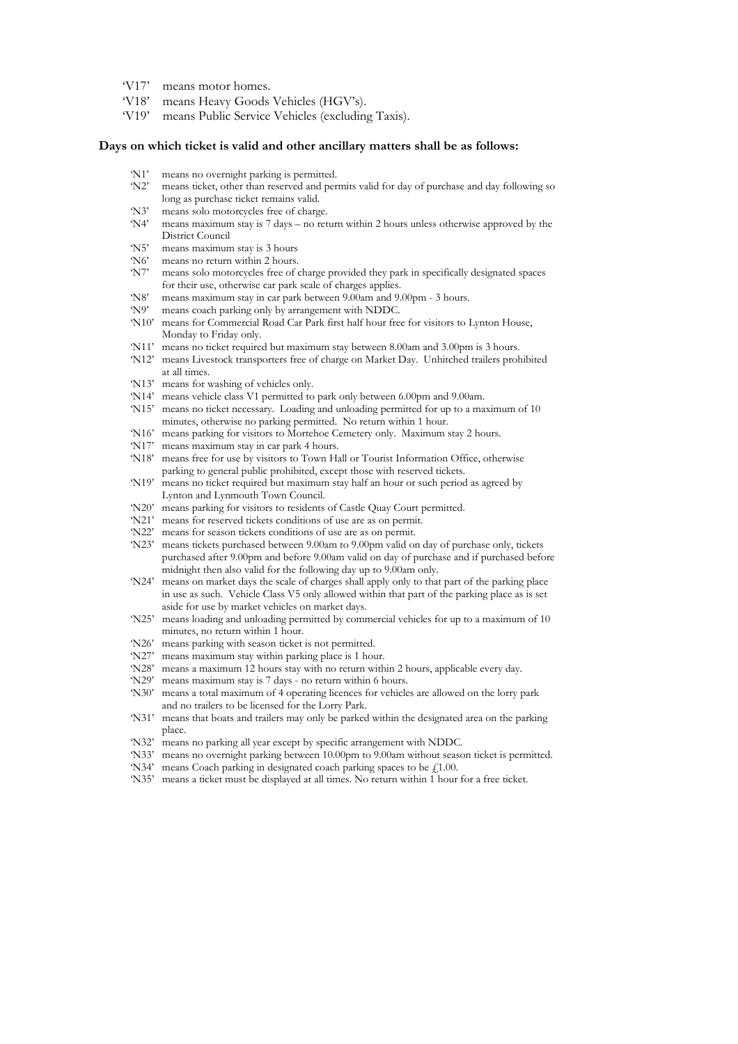'V17' means motor homes.
'V18' means Heavy Goods Vehicles (HGV's).
'V19' means Public Service Vehicles (excluding Taxis).

**Days on which ticket is valid and other ancillary matters shall be as follows:**

'N1' means no overnight parking is permitted.
'N2' means ticket, other than reserved and permits valid for day of purchase and day following so long as purchase ticket remains valid.
'N3' means solo motorcycles free of charge.
'N4' means maximum stay is 7 days – no return within 2 hours unless otherwise approved by the District Council
'N5' means maximum stay is 3 hours
'N6' means no return within 2 hours.
'N7' means solo motorcycles free of charge provided they park in specifically designated spaces for their use, otherwise car park scale of charges applies.
'N8' means maximum stay in car park between 9.00am and 9.00pm - 3 hours.
'N9' means coach parking only by arrangement with NDDC.
'N10' means for Commercial Road Car Park first half hour free for visitors to Lynton House, Monday to Friday only.
'N11' means no ticket required but maximum stay between 8.00am and 3.00pm is 3 hours.
'N12' means Livestock transporters free of charge on Market Day. Unhitched trailers prohibited at all times.
'N13' means for washing of vehicles only.
'N14' means vehicle class V1 permitted to park only between 6.00pm and 9.00am.
'N15' means no ticket necessary. Loading and unloading permitted for up to a maximum of 10 minutes, otherwise no parking permitted. No return within 1 hour.
'N16' means parking for visitors to Mortehoe Cemetery only. Maximum stay 2 hours.
'N17' means maximum stay in car park 4 hours.
'N18' means free for use by visitors to Town Hall or Tourist Information Office, otherwise parking to general public prohibited, except those with reserved tickets.
'N19' means no ticket required but maximum stay half an hour or such period as agreed by Lynton and Lynmouth Town Council.
'N20' means parking for visitors to residents of Castle Quay Court permitted.
'N21' means for reserved tickets conditions of use are as on permit.
'N22' means for season tickets conditions of use are as on permit.
'N23' means tickets purchased between 9.00am to 9.00pm valid on day of purchase only, tickets purchased after 9.00pm and before 9.00am valid on day of purchase and if purchased before midnight then also valid for the following day up to 9.00am only.
'N24' means on market days the scale of charges shall apply only to that part of the parking place in use as such. Vehicle Class V5 only allowed within that part of the parking place as is set aside for use by market vehicles on market days.
'N25' means loading and unloading permitted by commercial vehicles for up to a maximum of 10 minutes, no return within 1 hour.
'N26' means parking with season ticket is not permitted.
'N27' means maximum stay within parking place is 1 hour.
'N28' means a maximum 12 hours stay with no return within 2 hours, applicable every day.
'N29' means maximum stay is 7 days - no return within 6 hours.
'N30' means a total maximum of 4 operating licences for vehicles are allowed on the lorry park and no trailers to be licensed for the Lorry Park.
'N31' means that boats and trailers may only be parked within the designated area on the parking place.
'N32' means no parking all year except by specific arrangement with NDDC.
'N33' means no overnight parking between 10.00pm to 9.00am without season ticket is permitted.
'N34' means Coach parking in designated coach parking spaces to be £1.00.
'N35' means a ticket must be displayed at all times. No return within 1 hour for a free ticket.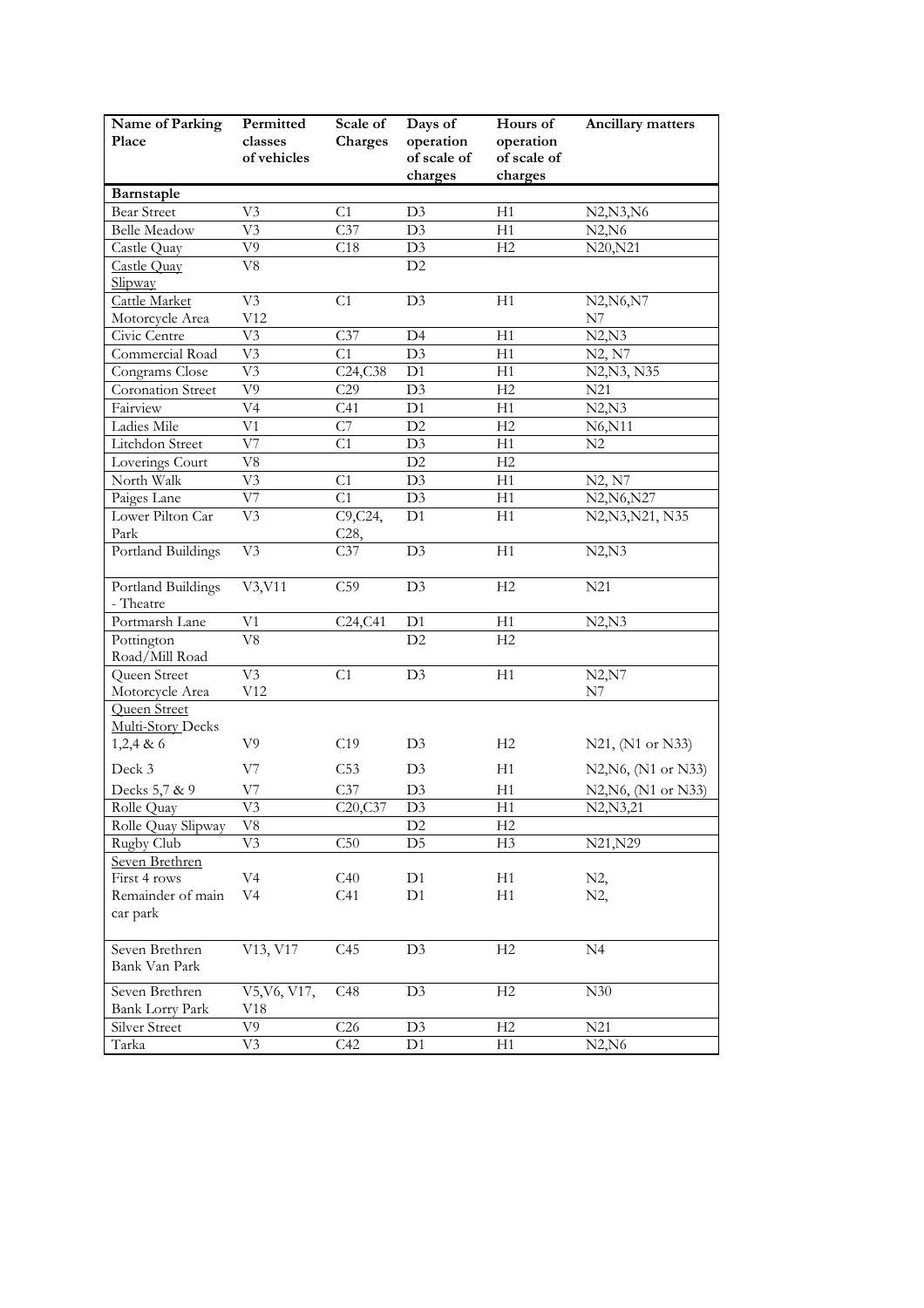| Name of Parking Place | Permitted classes of vehicles | Scale of Charges | Days of operation of scale of charges | Hours of operation of scale of charges | Ancillary matters |
|---|---|---|---|---|---|
| **Barnstaple** | | | | | |
| Bear Street | V3 | C1 | D3 | H1 | N2,N3,N6 |
| Belle Meadow | V3 | C37 | D3 | H1 | N2,N6 |
| Castle Quay | V9 | C18 | D3 | H2 | N20,N21 |
| Castle Quay Slipway | V8 | | D2 | | |
| Cattle Market<br>Motorcycle Area | V3<br>V12 | C1 | D3 | H1 | N2,N6,N7<br>N7 |
| Civic Centre | V3 | C37 | D4 | H1 | N2,N3 |
| Commercial Road | V3 | C1 | D3 | H1 | N2, N7 |
| Congrams Close | V3 | C24,C38 | D1 | H1 | N2,N3, N35 |
| Coronation Street | V9 | C29 | D3 | H2 | N21 |
| Fairview | V4 | C41 | D1 | H1 | N2,N3 |
| Ladies Mile | V1 | C7 | D2 | H2 | N6,N11 |
| Litchdon Street | V7 | C1 | D3 | H1 | N2 |
| Loverings Court | V8 | | D2 | H2 | |
| North Walk | V3 | C1 | D3 | H1 | N2, N7 |
| Paiges Lane | V7 | C1 | D3 | H1 | N2,N6,N27 |
| Lower Pilton Car Park | V3 | C9,C24, C28, | D1 | H1 | N2,N3,N21, N35 |
| Portland Buildings | V3 | C37 | D3 | H1 | N2,N3 |
| Portland Buildings - Theatre | V3,V11 | C59 | D3 | H2 | N21 |
| Portmarsh Lane | V1 | C24,C41 | D1 | H1 | N2,N3 |
| Pottington Road/Mill Road | V8 | | D2 | H2 | |
| Queen Street<br>Motorcycle Area | V3<br>V12 | C1 | D3 | H1 | N2,N7<br>N7 |
| Queen Street Multi-Story Decks | | | | | |
| 1,2,4 & 6 | V9 | C19 | D3 | H2 | N21, (N1 or N33) |
| Deck 3 | V7 | C53 | D3 | H1 | N2,N6, (N1 or N33) |
| Decks 5,7 & 9 | V7 | C37 | D3 | H1 | N2,N6, (N1 or N33) |
| Rolle Quay | V3 | C20,C37 | D3 | H1 | N2,N3,21 |
| Rolle Quay Slipway | V8 | | D2 | H2 | |
| Rugby Club | V3 | C50 | D5 | H3 | N21,N29 |
| Seven Brethren | | | | | |
| First 4 rows | V4 | C40 | D1 | H1 | N2, |
| Remainder of main car park | V4 | C41 | D1 | H1 | N2, |
| Seven Brethren Bank Van Park | V13, V17 | C45 | D3 | H2 | N4 |
| Seven Brethren Bank Lorry Park | V5,V6, V17, V18 | C48 | D3 | H2 | N30 |
| Silver Street | V9 | C26 | D3 | H2 | N21 |
| Tarka | V3 | C42 | D1 | H1 | N2,N6 |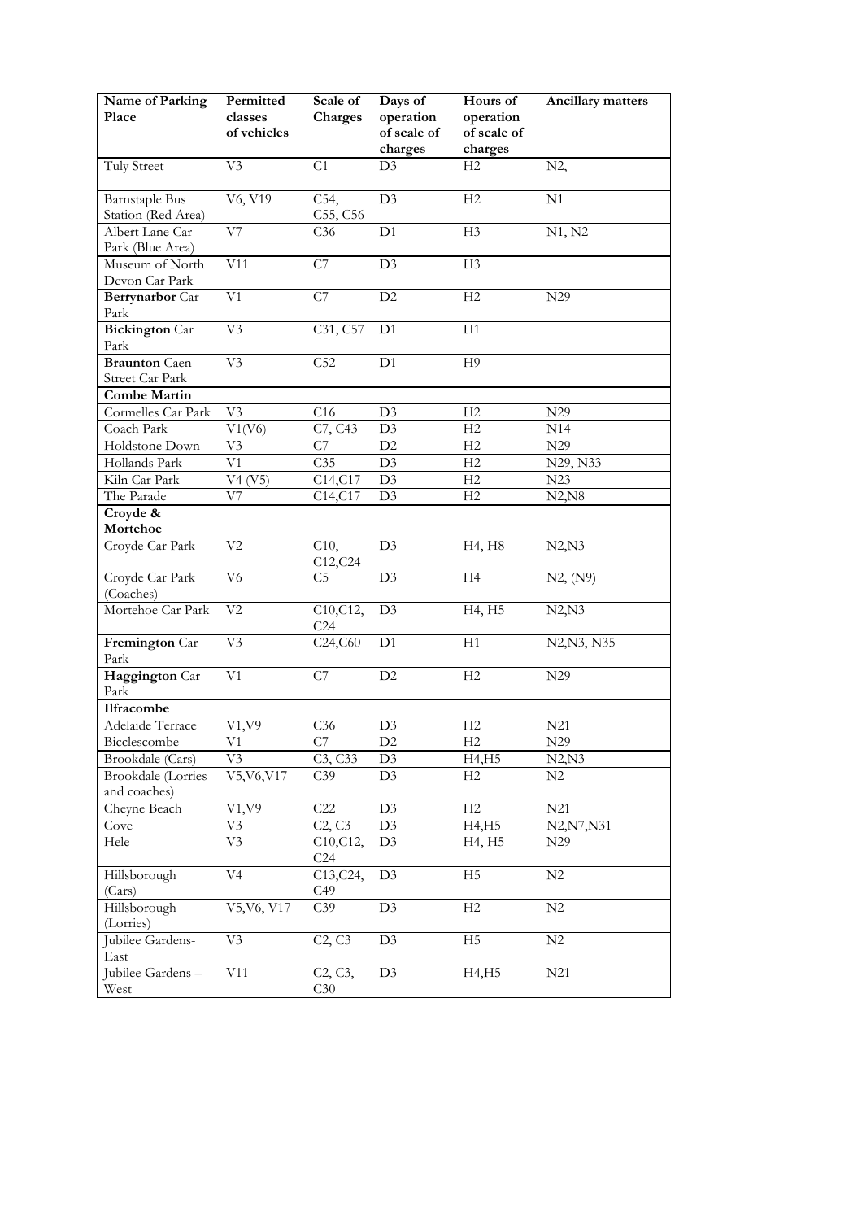| Name of Parking Place | Permitted classes of vehicles | Scale of Charges | Days of operation of scale of charges | Hours of operation of scale of charges | Ancillary matters |
|---|---|---|---|---|---|
| Tuly Street | V3 | C1 | D3 | H2 | N2, |
| Barnstaple Bus Station (Red Area) | V6, V19 | C54, C55, C56 | D3 | H2 | N1 |
| Albert Lane Car Park (Blue Area) | V7 | C36 | D1 | H3 | N1, N2 |
| Museum of North Devon Car Park | V11 | C7 | D3 | H3 | |
| **Berrynarbor** Car Park | V1 | C7 | D2 | H2 | N29 |
| **Bickington** Car Park | V3 | C31, C57 | D1 | H1 | |
| **Braunton** Caen Street Car Park | V3 | C52 | D1 | H9 | |
| **Combe Martin** | | | | | |
| Cormelles Car Park | V3 | C16 | D3 | H2 | N29 |
| Coach Park | V1(V6) | C7, C43 | D3 | H2 | N14 |
| Holdstone Down | V3 | C7 | D2 | H2 | N29 |
| Hollands Park | V1 | C35 | D3 | H2 | N29, N33 |
| Kiln Car Park | V4 (V5) | C14,C17 | D3 | H2 | N23 |
| The Parade | V7 | C14,C17 | D3 | H2 | N2,N8 |
| **Croyde & Mortehoe** | | | | | |
| Croyde Car Park | V2 | C10, C12,C24 | D3 | H4, H8 | N2,N3 |
| Croyde Car Park (Coaches) | V6 | C5 | D3 | H4 | N2, (N9) |
| Mortehoe Car Park | V2 | C10,C12, C24 | D3 | H4, H5 | N2,N3 |
| **Fremington** Car Park | V3 | C24,C60 | D1 | H1 | N2,N3, N35 |
| **Haggington** Car Park | V1 | C7 | D2 | H2 | N29 |
| **Ilfracombe** | | | | | |
| Adelaide Terrace | V1,V9 | C36 | D3 | H2 | N21 |
| Bicclescombe | V1 | C7 | D2 | H2 | N29 |
| Brookdale (Cars) | V3 | C3, C33 | D3 | H4,H5 | N2,N3 |
| Brookdale (Lorries and coaches) | V5,V6,V17 | C39 | D3 | H2 | N2 |
| Cheyne Beach | V1,V9 | C22 | D3 | H2 | N21 |
| Cove | V3 | C2, C3 | D3 | H4,H5 | N2,N7,N31 |
| Hele | V3 | C10,C12, C24 | D3 | H4, H5 | N29 |
| Hillsborough (Cars) | V4 | C13,C24, C49 | D3 | H5 | N2 |
| Hillsborough (Lorries) | V5,V6, V17 | C39 | D3 | H2 | N2 |
| Jubilee Gardens-East | V3 | C2, C3 | D3 | H5 | N2 |
| Jubilee Gardens – West | V11 | C2, C3, C30 | D3 | H4,H5 | N21 |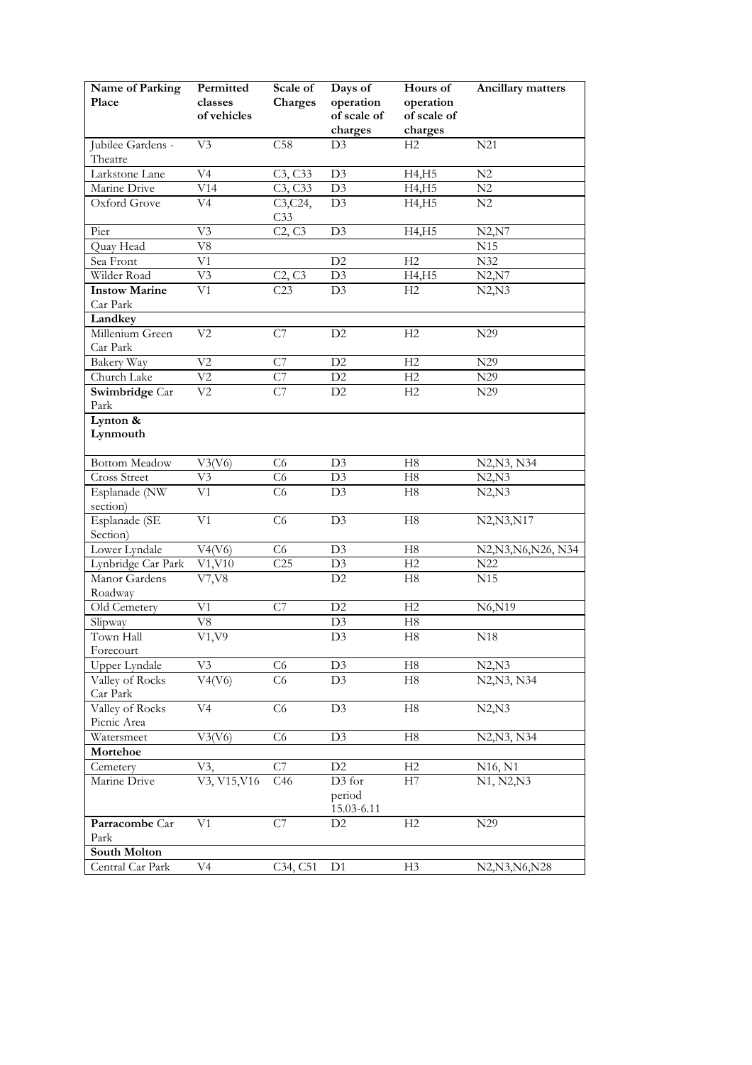| Name of Parking Place | Permitted classes of vehicles | Scale of Charges | Days of operation of scale of charges | Hours of operation of scale of charges | Ancillary matters |
|---|---|---|---|---|---|
| Jubilee Gardens - Theatre | V3 | C58 | D3 | H2 | N21 |
| Larkstone Lane | V4 | C3, C33 | D3 | H4,H5 | N2 |
| Marine Drive | V14 | C3, C33 | D3 | H4,H5 | N2 |
| Oxford Grove | V4 | C3,C24, C33 | D3 | H4,H5 | N2 |
| Pier | V3 | C2, C3 | D3 | H4,H5 | N2,N7 |
| Quay Head | V8 | | | | N15 |
| Sea Front | V1 | | D2 | H2 | N32 |
| Wilder Road | V3 | C2, C3 | D3 | H4,H5 | N2,N7 |
| **Instow Marine** Car Park | V1 | C23 | D3 | H2 | N2,N3 |
| **Landkey** | | | | | |
| Millenium Green Car Park | V2 | C7 | D2 | H2 | N29 |
| Bakery Way | V2 | C7 | D2 | H2 | N29 |
| Church Lake | V2 | C7 | D2 | H2 | N29 |
| **Swimbridge** Car Park | V2 | C7 | D2 | H2 | N29 |
| **Lynton & Lynmouth** | | | | | |
| Bottom Meadow | V3(V6) | C6 | D3 | H8 | N2,N3, N34 |
| Cross Street | V3 | C6 | D3 | H8 | N2,N3 |
| Esplanade (NW section) | V1 | C6 | D3 | H8 | N2,N3 |
| Esplanade (SE Section) | V1 | C6 | D3 | H8 | N2,N3,N17 |
| Lower Lyndale | V4(V6) | C6 | D3 | H8 | N2,N3,N6,N26, N34 |
| Lynbridge Car Park | V1,V10 | C25 | D3 | H2 | N22 |
| Manor Gardens Roadway | V7,V8 | | D2 | H8 | N15 |
| Old Cemetery | V1 | C7 | D2 | H2 | N6,N19 |
| Slipway | V8 | | D3 | H8 | |
| Town Hall Forecourt | V1,V9 | | D3 | H8 | N18 |
| Upper Lyndale | V3 | C6 | D3 | H8 | N2,N3 |
| Valley of Rocks Car Park | V4(V6) | C6 | D3 | H8 | N2,N3, N34 |
| Valley of Rocks Picnic Area | V4 | C6 | D3 | H8 | N2,N3 |
| Watersmeet | V3(V6) | C6 | D3 | H8 | N2,N3, N34 |
| **Mortehoe** | | | | | |
| Cemetery | V3, | C7 | D2 | H2 | N16, N1 |
| Marine Drive | V3, V15,V16 | C46 | D3 for period 15.03-6.11 | H7 | N1, N2,N3 |
| **Parracombe** Car Park | V1 | C7 | D2 | H2 | N29 |
| **South Molton** | | | | | |
| Central Car Park | V4 | C34, C51 | D1 | H3 | N2,N3,N6,N28 |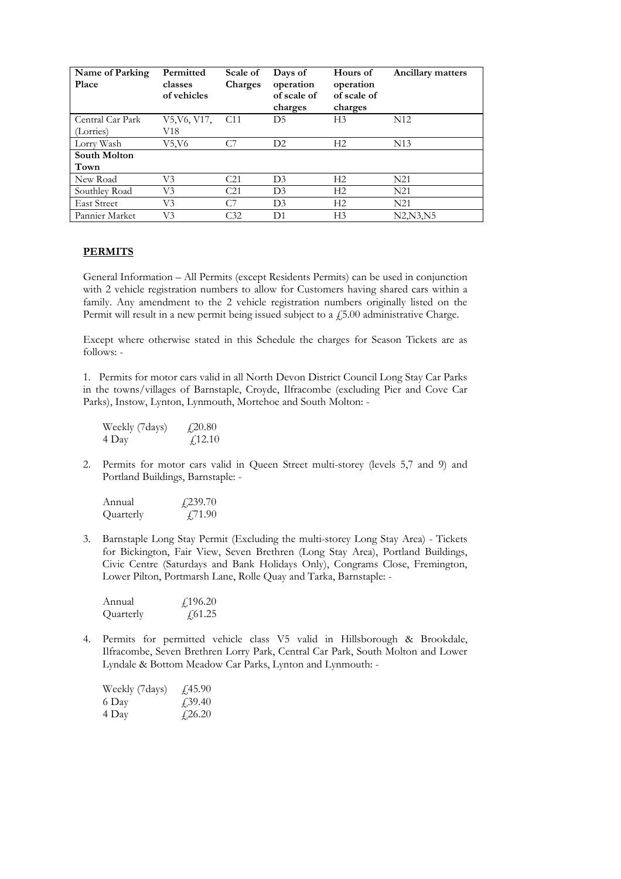| Name of Parking Place | Permitted classes of vehicles | Scale of Charges | Days of operation of scale of charges | Hours of operation of scale of charges | Ancillary matters |
|---|---|---|---|---|---|
| Central Car Park (Lorries) | V5,V6, V17, V18 | C11 | D5 | H3 | N12 |
| Lorry Wash | V5,V6 | C7 | D2 | H2 | N13 |
| **South Molton Town** | | | | | |
| New Road | V3 | C21 | D3 | H2 | N21 |
| Southley Road | V3 | C21 | D3 | H2 | N21 |
| East Street | V3 | C7 | D3 | H2 | N21 |
| Pannier Market | V3 | C32 | D1 | H3 | N2,N3,N5 |

## PERMITS

General Information – All Permits (except Residents Permits) can be used in conjunction with 2 vehicle registration numbers to allow for Customers having shared cars within a family. Any amendment to the 2 vehicle registration numbers originally listed on the Permit will result in a new permit being issued subject to a £5.00 administrative Charge.

Except where otherwise stated in this Schedule the charges for Season Tickets are as follows: -

1. Permits for motor cars valid in all North Devon District Council Long Stay Car Parks in the towns/villages of Barnstaple, Croyde, Ilfracombe (excluding Pier and Cove Car Parks), Instow, Lynton, Lynmouth, Mortehoe and South Molton: -

| | |
|---|---|
| Weekly (7days) | £20.80 |
| 4 Day | £12.10 |

2. Permits for motor cars valid in Queen Street multi-storey (levels 5,7 and 9) and Portland Buildings, Barnstaple: -

| | |
|---|---|
| Annual | £239.70 |
| Quarterly | £71.90 |

3. Barnstaple Long Stay Permit (Excluding the multi-storey Long Stay Area) - Tickets for Bickington, Fair View, Seven Brethren (Long Stay Area), Portland Buildings, Civic Centre (Saturdays and Bank Holidays Only), Congrams Close, Fremington, Lower Pilton, Portmarsh Lane, Rolle Quay and Tarka, Barnstaple: -

| | |
|---|---|
| Annual | £196.20 |
| Quarterly | £61.25 |

4. Permits for permitted vehicle class V5 valid in Hillsborough & Brookdale, Ilfracombe, Seven Brethren Lorry Park, Central Car Park, South Molton and Lower Lyndale & Bottom Meadow Car Parks, Lynton and Lynmouth: -

| | |
|---|---|
| Weekly (7days) | £45.90 |
| 6 Day | £39.40 |
| 4 Day | £26.20 |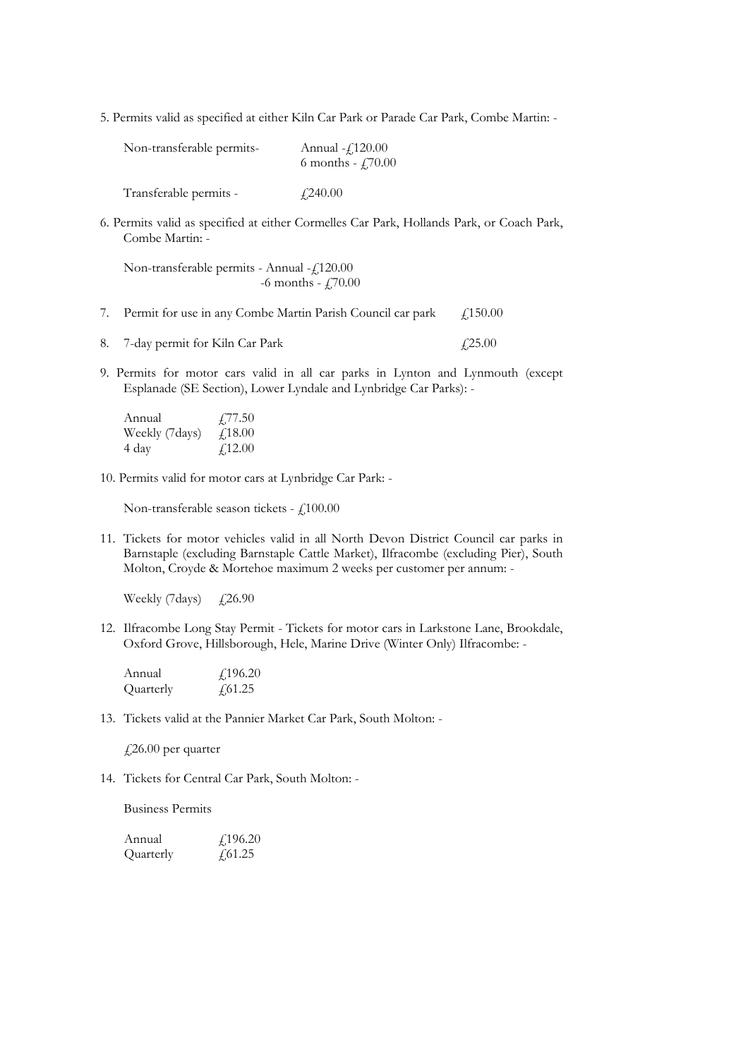5. Permits valid as specified at either Kiln Car Park or Parade Car Park, Combe Martin: -

| | |
|---|---|
| Non-transferable permits- | Annual - £120.00<br>6 months - £70.00 |
| Transferable permits - | £240.00 |

6. Permits valid as specified at either Cormelles Car Park, Hollands Park, or Coach Park, Combe Martin: -

   Non-transferable permits - Annual - £120.00
   -6 months - £70.00

7. Permit for use in any Combe Martin Parish Council car park £150.00

8. 7-day permit for Kiln Car Park £25.00

9. Permits for motor cars valid in all car parks in Lynton and Lynmouth (except Esplanade (SE Section), Lower Lyndale and Lynbridge Car Parks): -

| | |
|---|---|
| Annual | £77.50 |
| Weekly (7days) | £18.00 |
| 4 day | £12.00 |

10. Permits valid for motor cars at Lynbridge Car Park: -

    Non-transferable season tickets - £100.00

11. Tickets for motor vehicles valid in all North Devon District Council car parks in Barnstaple (excluding Barnstaple Cattle Market), Ilfracombe (excluding Pier), South Molton, Croyde & Mortehoe maximum 2 weeks per customer per annum: -

    Weekly (7days) £26.90

12. Ilfracombe Long Stay Permit - Tickets for motor cars in Larkstone Lane, Brookdale, Oxford Grove, Hillsborough, Hele, Marine Drive (Winter Only) Ilfracombe: -

| | |
|---|---|
| Annual | £196.20 |
| Quarterly | £61.25 |

13. Tickets valid at the Pannier Market Car Park, South Molton: -

    £26.00 per quarter

14. Tickets for Central Car Park, South Molton: -

    Business Permits

| | |
|---|---|
| Annual | £196.20 |
| Quarterly | £61.25 |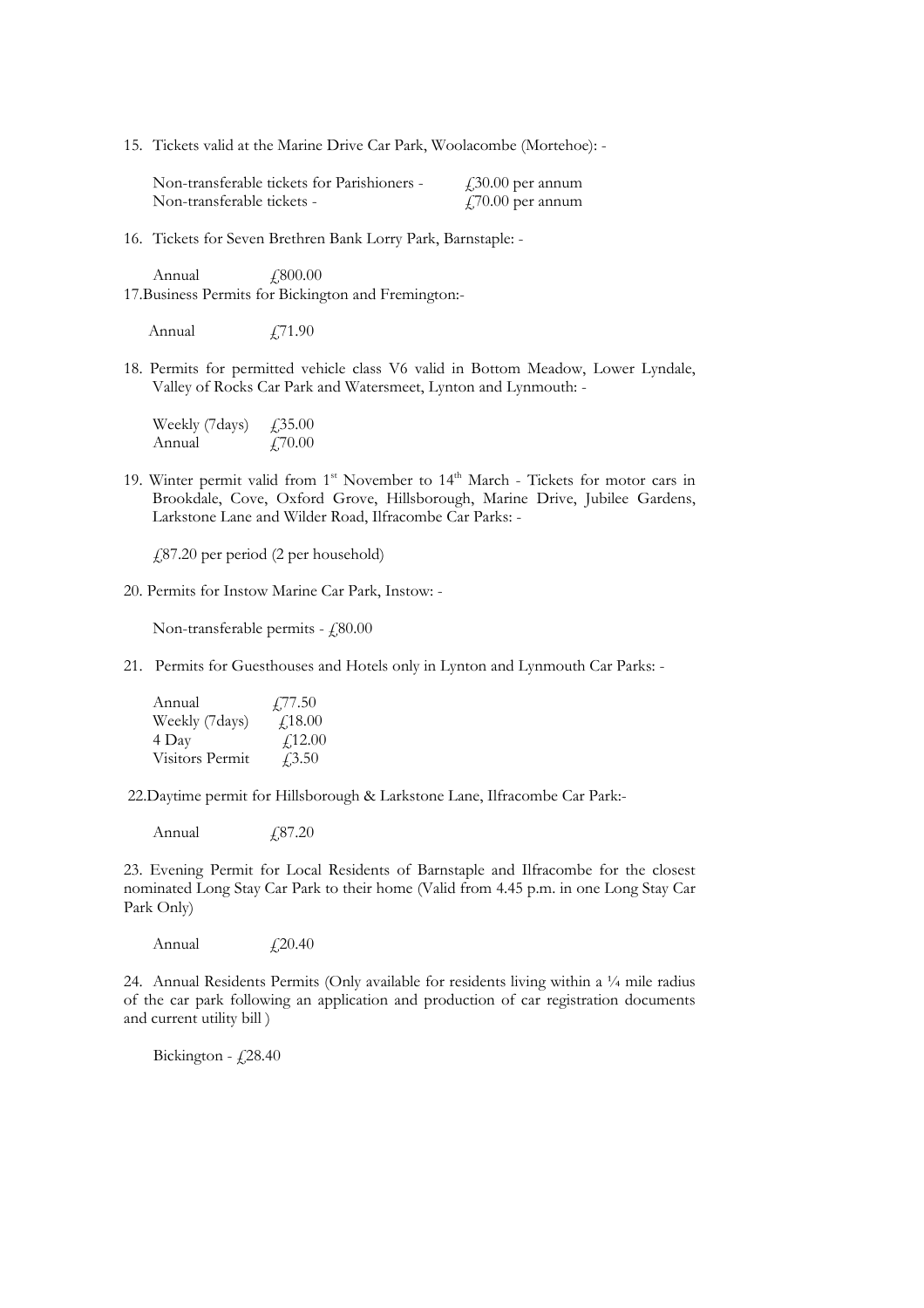15. Tickets valid at the Marine Drive Car Park, Woolacombe (Mortehoe): -

| | |
|---|---|
| Non-transferable tickets for Parishioners - | £30.00 per annum |
| Non-transferable tickets - | £70.00 per annum |

16. Tickets for Seven Brethren Bank Lorry Park, Barnstaple: -

Annual £800.00

17. Business Permits for Bickington and Fremington:-

Annual £71.90

18. Permits for permitted vehicle class V6 valid in Bottom Meadow, Lower Lyndale, Valley of Rocks Car Park and Watersmeet, Lynton and Lynmouth: -

| | |
|---|---|
| Weekly (7days) | £35.00 |
| Annual | £70.00 |

19. Winter permit valid from 1st November to 14th March - Tickets for motor cars in Brookdale, Cove, Oxford Grove, Hillsborough, Marine Drive, Jubilee Gardens, Larkstone Lane and Wilder Road, Ilfracombe Car Parks: -

£87.20 per period (2 per household)

20. Permits for Instow Marine Car Park, Instow: -

Non-transferable permits - £80.00

21. Permits for Guesthouses and Hotels only in Lynton and Lynmouth Car Parks: -

| | |
|---|---|
| Annual | £77.50 |
| Weekly (7days) | £18.00 |
| 4 Day | £12.00 |
| Visitors Permit | £3.50 |

22. Daytime permit for Hillsborough & Larkstone Lane, Ilfracombe Car Park:-

Annual £87.20

23. Evening Permit for Local Residents of Barnstaple and Ilfracombe for the closest nominated Long Stay Car Park to their home (Valid from 4.45 p.m. in one Long Stay Car Park Only)

Annual £20.40

24. Annual Residents Permits (Only available for residents living within a ¼ mile radius of the car park following an application and production of car registration documents and current utility bill )

Bickington - £28.40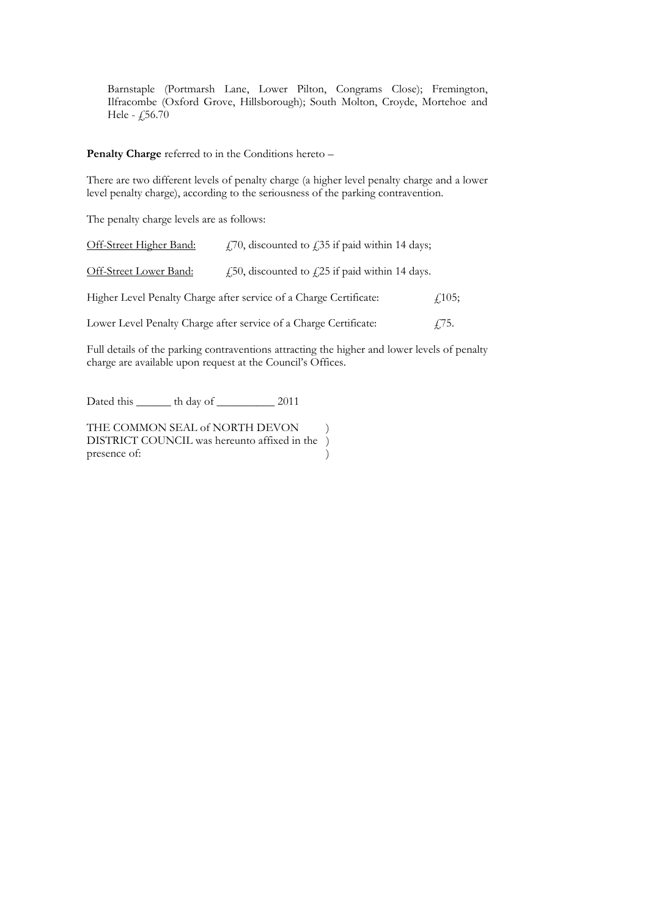Barnstaple (Portmarsh Lane, Lower Pilton, Congrams Close); Fremington, Ilfracombe (Oxford Grove, Hillsborough); South Molton, Croyde, Mortehoe and Hele - £56.70

**Penalty Charge** referred to in the Conditions hereto –

There are two different levels of penalty charge (a higher level penalty charge and a lower level penalty charge), according to the seriousness of the parking contravention.

The penalty charge levels are as follows:

<u>Off-Street Higher Band:</u> £70, discounted to £35 if paid within 14 days;

<u>Off-Street Lower Band:</u> £50, discounted to £25 if paid within 14 days.

Higher Level Penalty Charge after service of a Charge Certificate: £105;

Lower Level Penalty Charge after service of a Charge Certificate: £75.

Full details of the parking contraventions attracting the higher and lower levels of penalty charge are available upon request at the Council's Offices.

Dated this ______ th day of __________ 2011

THE COMMON SEAL of NORTH DEVON )
DISTRICT COUNCIL was hereunto affixed in the )
presence of: )